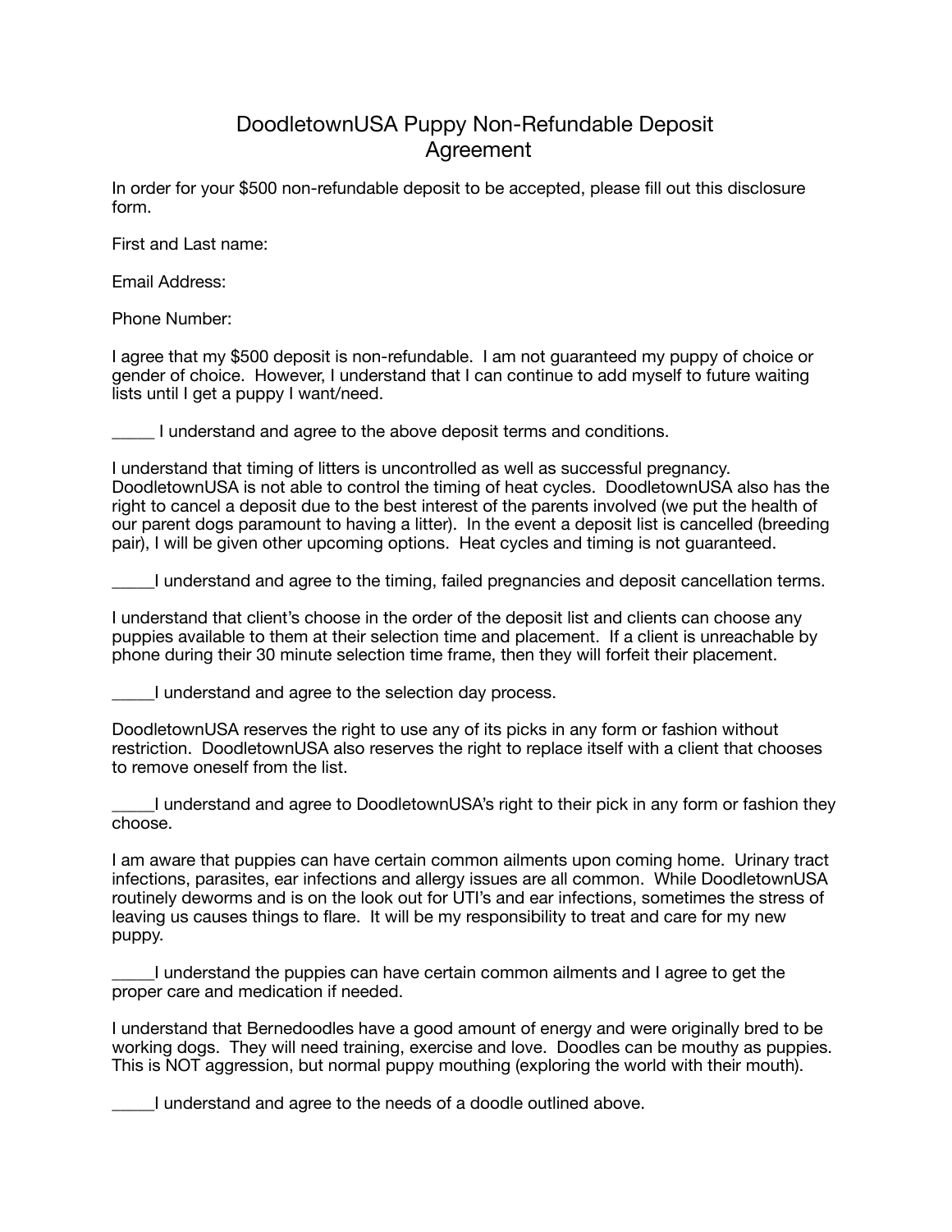# DoodletownUSA Puppy Non-Refundable Deposit Agreement

In order for your $500 non-refundable deposit to be accepted, please fill out this disclosure form.

First and Last name:

Email Address:

Phone Number:

I agree that my $500 deposit is non-refundable. I am not guaranteed my puppy of choice or gender of choice. However, I understand that I can continue to add myself to future waiting lists until I get a puppy I want/need.

_____ I understand and agree to the above deposit terms and conditions.

I understand that timing of litters is uncontrolled as well as successful pregnancy. DoodletownUSA is not able to control the timing of heat cycles. DoodletownUSA also has the right to cancel a deposit due to the best interest of the parents involved (we put the health of our parent dogs paramount to having a litter). In the event a deposit list is cancelled (breeding pair), I will be given other upcoming options. Heat cycles and timing is not guaranteed.

_____I understand and agree to the timing, failed pregnancies and deposit cancellation terms.

I understand that client's choose in the order of the deposit list and clients can choose any puppies available to them at their selection time and placement. If a client is unreachable by phone during their 30 minute selection time frame, then they will forfeit their placement.

_____I understand and agree to the selection day process.

DoodletownUSA reserves the right to use any of its picks in any form or fashion without restriction. DoodletownUSA also reserves the right to replace itself with a client that chooses to remove oneself from the list.

_____I understand and agree to DoodletownUSA's right to their pick in any form or fashion they choose.

I am aware that puppies can have certain common ailments upon coming home. Urinary tract infections, parasites, ear infections and allergy issues are all common. While DoodletownUSA routinely deworms and is on the look out for UTI's and ear infections, sometimes the stress of leaving us causes things to flare. It will be my responsibility to treat and care for my new puppy.

_____I understand the puppies can have certain common ailments and I agree to get the proper care and medication if needed.

I understand that Bernedoodles have a good amount of energy and were originally bred to be working dogs. They will need training, exercise and love. Doodles can be mouthy as puppies. This is NOT aggression, but normal puppy mouthing (exploring the world with their mouth).

_____I understand and agree to the needs of a doodle outlined above.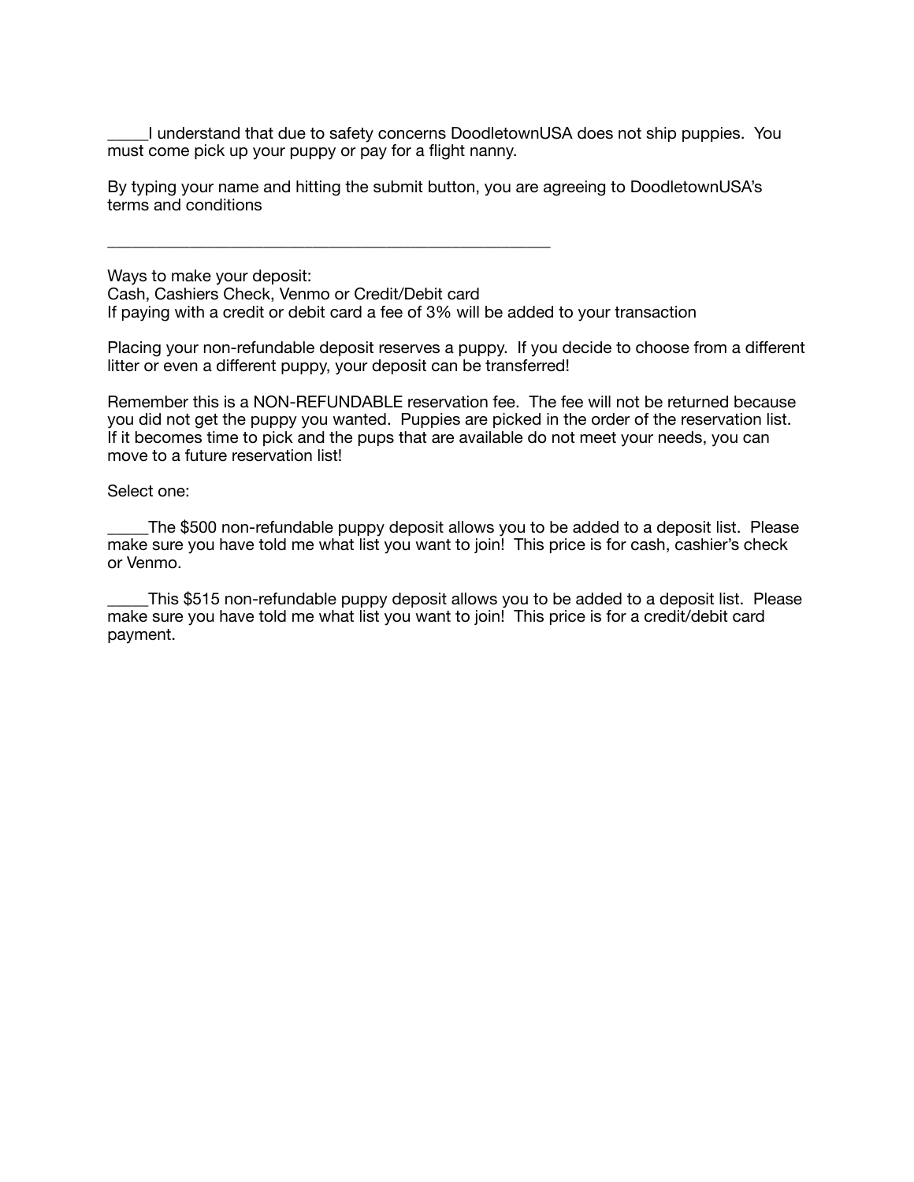_____I understand that due to safety concerns DoodletownUSA does not ship puppies.  You must come pick up your puppy or pay for a flight nanny.

By typing your name and hitting the submit button, you are agreeing to DoodletownUSA's terms and conditions

_______________________________________________________

Ways to make your deposit:
Cash, Cashiers Check, Venmo or Credit/Debit card
If paying with a credit or debit card a fee of 3% will be added to your transaction

Placing your non-refundable deposit reserves a puppy.  If you decide to choose from a different litter or even a different puppy, your deposit can be transferred!

Remember this is a NON-REFUNDABLE reservation fee.  The fee will not be returned because you did not get the puppy you wanted.  Puppies are picked in the order of the reservation list.  If it becomes time to pick and the pups that are available do not meet your needs, you can move to a future reservation list!

Select one:

_____The $500 non-refundable puppy deposit allows you to be added to a deposit list.  Please make sure you have told me what list you want to join!  This price is for cash, cashier's check or Venmo.

_____This $515 non-refundable puppy deposit allows you to be added to a deposit list.  Please make sure you have told me what list you want to join!  This price is for a credit/debit card payment.